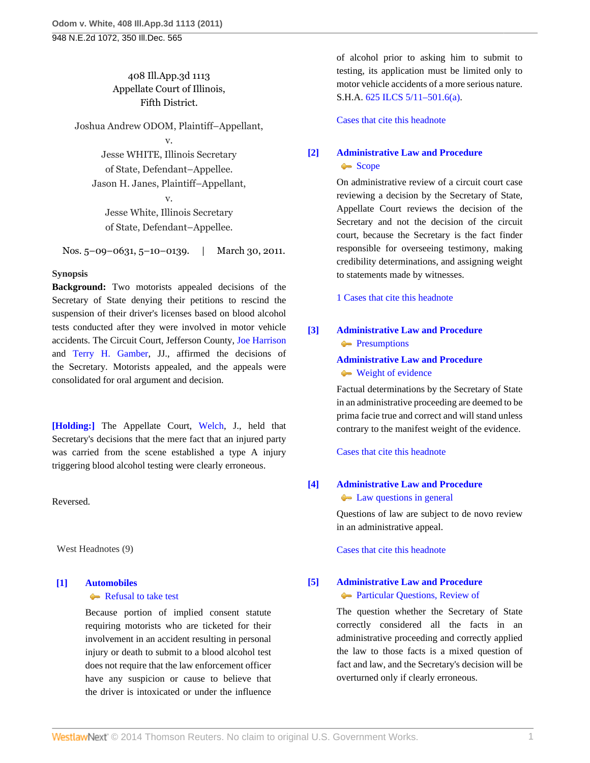408 Ill.App.3d 1113
Appellate Court of Illinois,
Fifth District.

Joshua Andrew ODOM, Plaintiff–Appellant,
v.
Jesse WHITE, Illinois Secretary of State, Defendant–Appellee.
Jason H. Janes, Plaintiff–Appellant,
v.
Jesse White, Illinois Secretary of State, Defendant–Appellee.

Nos. 5–09–0631, 5–10–0139. | March 30, 2011.

**Synopsis**

**Background:** Two motorists appealed decisions of the Secretary of State denying their petitions to rescind the suspension of their driver's licenses based on blood alcohol tests conducted after they were involved in motor vehicle accidents. The Circuit Court, Jefferson County, Joe Harrison and Terry H. Gamber, JJ., affirmed the decisions of the Secretary. Motorists appealed, and the appeals were consolidated for oral argument and decision.

**[Holding:]** The Appellate Court, Welch, J., held that Secretary's decisions that the mere fact that an injured party was carried from the scene established a type A injury triggering blood alcohol testing were clearly erroneous.

Reversed.

West Headnotes (9)

**[1] Automobiles**
Refusal to take test

Because portion of implied consent statute requiring motorists who are ticketed for their involvement in an accident resulting in personal injury or death to submit to a blood alcohol test does not require that the law enforcement officer have any suspicion or cause to believe that the driver is intoxicated or under the influence of alcohol prior to asking him to submit to testing, its application must be limited only to motor vehicle accidents of a more serious nature. S.H.A. 625 ILCS 5/11–501.6(a).

Cases that cite this headnote

**[2] Administrative Law and Procedure**
Scope

On administrative review of a circuit court case reviewing a decision by the Secretary of State, Appellate Court reviews the decision of the Secretary and not the decision of the circuit court, because the Secretary is the fact finder responsible for overseeing testimony, making credibility determinations, and assigning weight to statements made by witnesses.

1 Cases that cite this headnote

**[3] Administrative Law and Procedure**
Presumptions

**Administrative Law and Procedure**
Weight of evidence

Factual determinations by the Secretary of State in an administrative proceeding are deemed to be prima facie true and correct and will stand unless contrary to the manifest weight of the evidence.

Cases that cite this headnote

**[4] Administrative Law and Procedure**
Law questions in general

Questions of law are subject to de novo review in an administrative appeal.

Cases that cite this headnote

**[5] Administrative Law and Procedure**
Particular Questions, Review of

The question whether the Secretary of State correctly considered all the facts in an administrative proceeding and correctly applied the law to those facts is a mixed question of fact and law, and the Secretary's decision will be overturned only if clearly erroneous.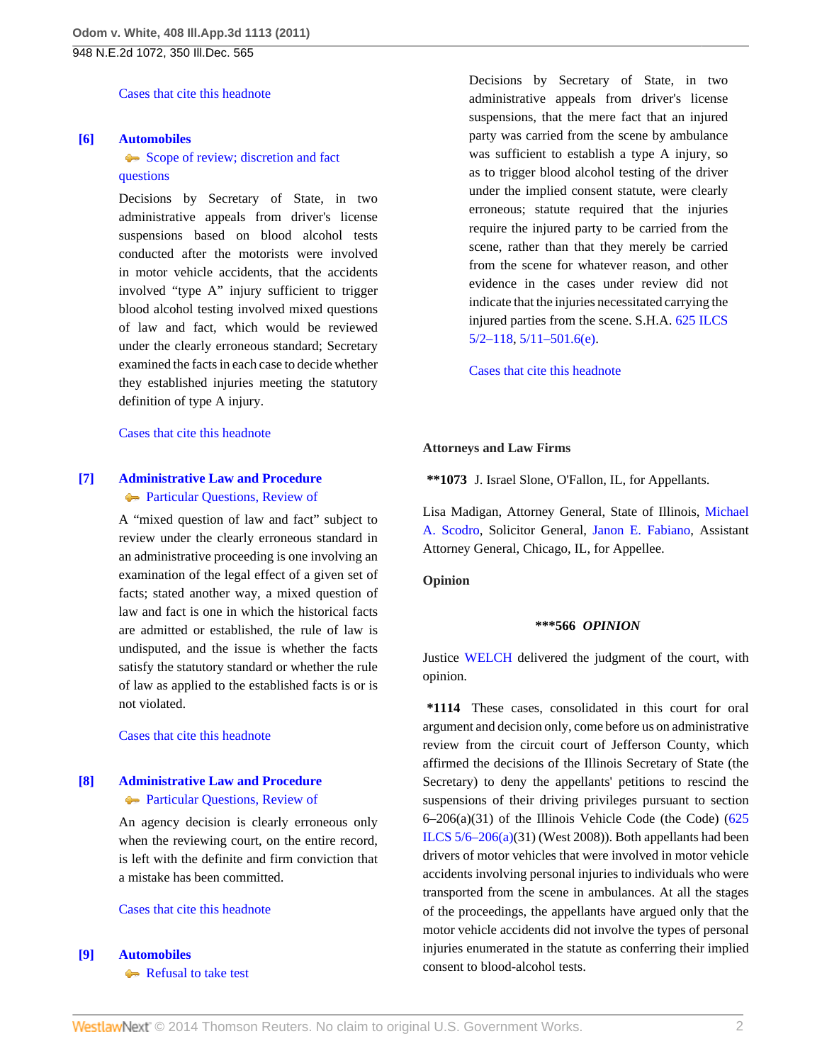Cases that cite this headnote

**[6] Automobiles**
Scope of review; discretion and fact questions

Decisions by Secretary of State, in two administrative appeals from driver's license suspensions based on blood alcohol tests conducted after the motorists were involved in motor vehicle accidents, that the accidents involved "type A" injury sufficient to trigger blood alcohol testing involved mixed questions of law and fact, which would be reviewed under the clearly erroneous standard; Secretary examined the facts in each case to decide whether they established injuries meeting the statutory definition of type A injury.

Cases that cite this headnote

**[7] Administrative Law and Procedure**
Particular Questions, Review of

A "mixed question of law and fact" subject to review under the clearly erroneous standard in an administrative proceeding is one involving an examination of the legal effect of a given set of facts; stated another way, a mixed question of law and fact is one in which the historical facts are admitted or established, the rule of law is undisputed, and the issue is whether the facts satisfy the statutory standard or whether the rule of law as applied to the established facts is or is not violated.

Cases that cite this headnote

**[8] Administrative Law and Procedure**
Particular Questions, Review of

An agency decision is clearly erroneous only when the reviewing court, on the entire record, is left with the definite and firm conviction that a mistake has been committed.

Cases that cite this headnote

**[9] Automobiles**
Refusal to take test

Decisions by Secretary of State, in two administrative appeals from driver's license suspensions, that the mere fact that an injured party was carried from the scene by ambulance was sufficient to establish a type A injury, so as to trigger blood alcohol testing of the driver under the implied consent statute, were clearly erroneous; statute required that the injuries require the injured party to be carried from the scene, rather than that they merely be carried from the scene for whatever reason, and other evidence in the cases under review did not indicate that the injuries necessitated carrying the injured parties from the scene. S.H.A. 625 ILCS 5/2–118, 5/11–501.6(e).

Cases that cite this headnote

**Attorneys and Law Firms**

**\*\*1073** J. Israel Slone, O'Fallon, IL, for Appellants.

Lisa Madigan, Attorney General, State of Illinois, Michael A. Scodro, Solicitor General, Janon E. Fabiano, Assistant Attorney General, Chicago, IL, for Appellee.

**Opinion**

**\*\*\*566** ***OPINION***

Justice WELCH delivered the judgment of the court, with opinion.

**\*1114** These cases, consolidated in this court for oral argument and decision only, come before us on administrative review from the circuit court of Jefferson County, which affirmed the decisions of the Illinois Secretary of State (the Secretary) to deny the appellants' petitions to rescind the suspensions of their driving privileges pursuant to section 6–206(a)(31) of the Illinois Vehicle Code (the Code) (625 ILCS 5/6–206(a)(31) (West 2008)). Both appellants had been drivers of motor vehicles that were involved in motor vehicle accidents involving personal injuries to individuals who were transported from the scene in ambulances. At all the stages of the proceedings, the appellants have argued only that the motor vehicle accidents did not involve the types of personal injuries enumerated in the statute as conferring their implied consent to blood-alcohol tests.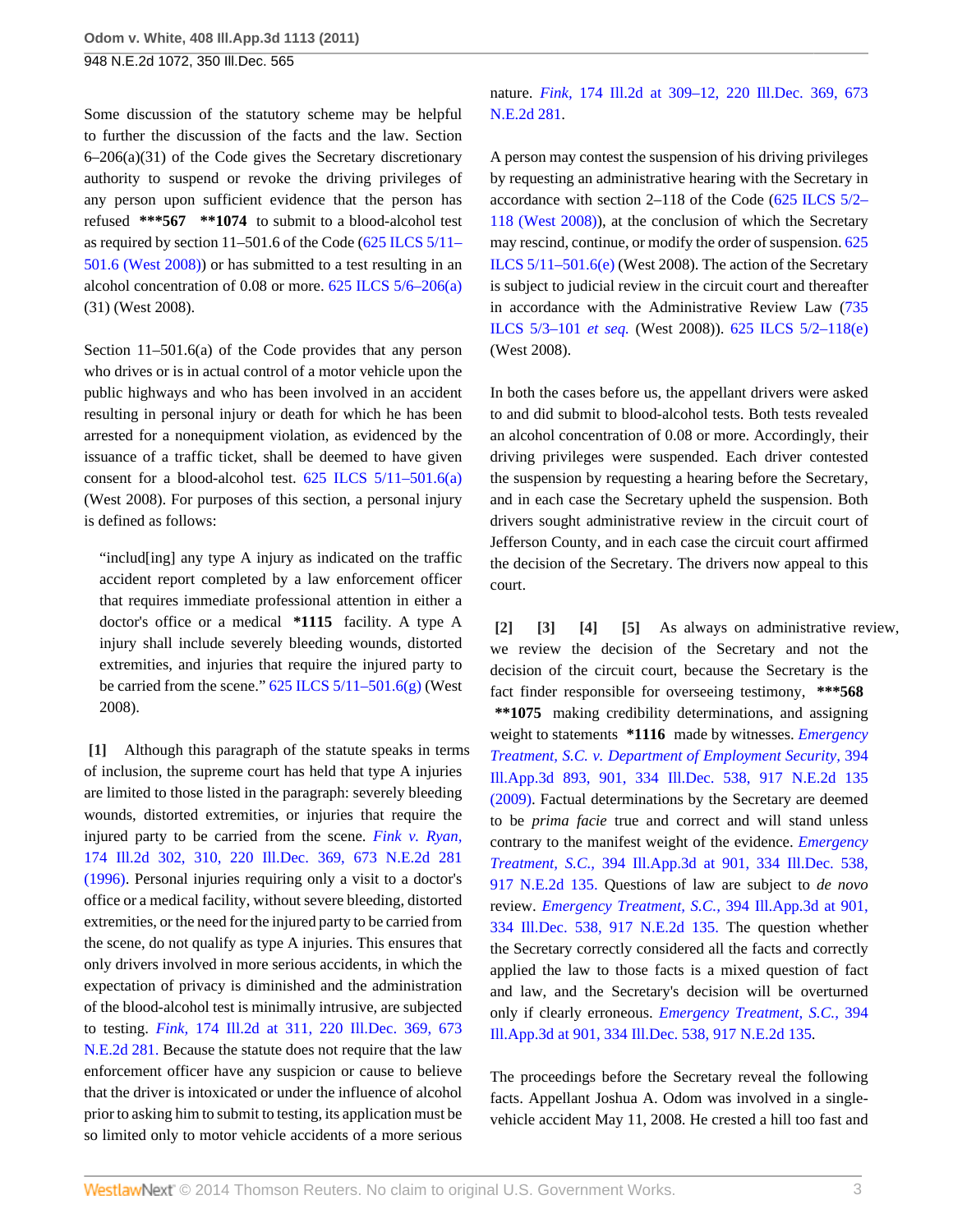Some discussion of the statutory scheme may be helpful to further the discussion of the facts and the law. Section 6–206(a)(31) of the Code gives the Secretary discretionary authority to suspend or revoke the driving privileges of any person upon sufficient evidence that the person has refused ***567 **1074 to submit to a blood-alcohol test as required by section 11–501.6 of the Code (625 ILCS 5/11–501.6 (West 2008)) or has submitted to a test resulting in an alcohol concentration of 0.08 or more. 625 ILCS 5/6–206(a)(31) (West 2008).

Section 11–501.6(a) of the Code provides that any person who drives or is in actual control of a motor vehicle upon the public highways and who has been involved in an accident resulting in personal injury or death for which he has been arrested for a nonequipment violation, as evidenced by the issuance of a traffic ticket, shall be deemed to have given consent for a blood-alcohol test. 625 ILCS 5/11–501.6(a) (West 2008). For purposes of this section, a personal injury is defined as follows:

> "includ[ing] any type A injury as indicated on the traffic accident report completed by a law enforcement officer that requires immediate professional attention in either a doctor's office or a medical *1115 facility. A type A injury shall include severely bleeding wounds, distorted extremities, and injuries that require the injured party to be carried from the scene." 625 ILCS 5/11–501.6(g) (West 2008).

**[1]** Although this paragraph of the statute speaks in terms of inclusion, the supreme court has held that type A injuries are limited to those listed in the paragraph: severely bleeding wounds, distorted extremities, or injuries that require the injured party to be carried from the scene. *Fink v. Ryan,* 174 Ill.2d 302, 310, 220 Ill.Dec. 369, 673 N.E.2d 281 (1996). Personal injuries requiring only a visit to a doctor's office or a medical facility, without severe bleeding, distorted extremities, or the need for the injured party to be carried from the scene, do not qualify as type A injuries. This ensures that only drivers involved in more serious accidents, in which the expectation of privacy is diminished and the administration of the blood-alcohol test is minimally intrusive, are subjected to testing. *Fink,* 174 Ill.2d at 311, 220 Ill.Dec. 369, 673 N.E.2d 281. Because the statute does not require that the law enforcement officer have any suspicion or cause to believe that the driver is intoxicated or under the influence of alcohol prior to asking him to submit to testing, its application must be so limited only to motor vehicle accidents of a more serious nature. *Fink,* 174 Ill.2d at 309–12, 220 Ill.Dec. 369, 673 N.E.2d 281.

A person may contest the suspension of his driving privileges by requesting an administrative hearing with the Secretary in accordance with section 2–118 of the Code (625 ILCS 5/2–118 (West 2008)), at the conclusion of which the Secretary may rescind, continue, or modify the order of suspension. 625 ILCS 5/11–501.6(e) (West 2008). The action of the Secretary is subject to judicial review in the circuit court and thereafter in accordance with the Administrative Review Law (735 ILCS 5/3–101 *et seq.* (West 2008)). 625 ILCS 5/2–118(e) (West 2008).

In both the cases before us, the appellant drivers were asked to and did submit to blood-alcohol tests. Both tests revealed an alcohol concentration of 0.08 or more. Accordingly, their driving privileges were suspended. Each driver contested the suspension by requesting a hearing before the Secretary, and in each case the Secretary upheld the suspension. Both drivers sought administrative review in the circuit court of Jefferson County, and in each case the circuit court affirmed the decision of the Secretary. The drivers now appeal to this court.

**[2] [3] [4] [5]** As always on administrative review, we review the decision of the Secretary and not the decision of the circuit court, because the Secretary is the fact finder responsible for overseeing testimony, ***568 **1075 making credibility determinations, and assigning weight to statements *1116 made by witnesses. *Emergency Treatment, S.C. v. Department of Employment Security,* 394 Ill.App.3d 893, 901, 334 Ill.Dec. 538, 917 N.E.2d 135 (2009). Factual determinations by the Secretary are deemed to be *prima facie* true and correct and will stand unless contrary to the manifest weight of the evidence. *Emergency Treatment, S.C.,* 394 Ill.App.3d at 901, 334 Ill.Dec. 538, 917 N.E.2d 135. Questions of law are subject to *de novo* review. *Emergency Treatment, S.C.,* 394 Ill.App.3d at 901, 334 Ill.Dec. 538, 917 N.E.2d 135. The question whether the Secretary correctly considered all the facts and correctly applied the law to those facts is a mixed question of fact and law, and the Secretary's decision will be overturned only if clearly erroneous. *Emergency Treatment, S.C.,* 394 Ill.App.3d at 901, 334 Ill.Dec. 538, 917 N.E.2d 135.

The proceedings before the Secretary reveal the following facts. Appellant Joshua A. Odom was involved in a single-vehicle accident May 11, 2008. He crested a hill too fast and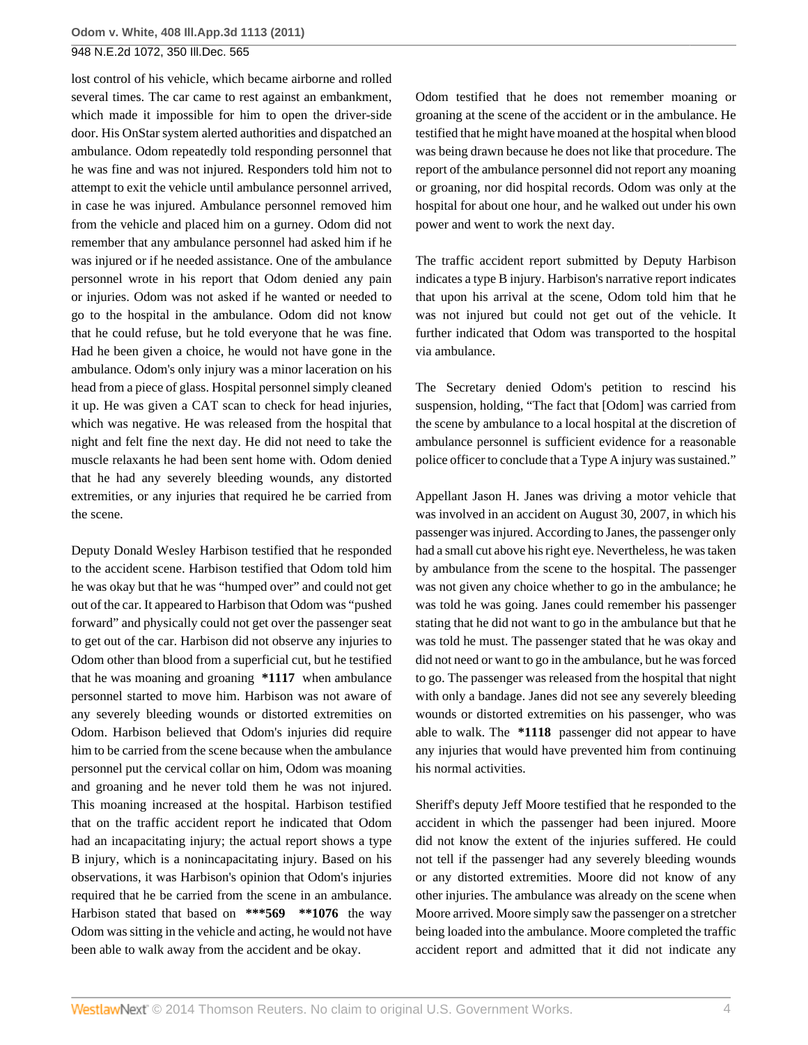lost control of his vehicle, which became airborne and rolled several times. The car came to rest against an embankment, which made it impossible for him to open the driver-side door. His OnStar system alerted authorities and dispatched an ambulance. Odom repeatedly told responding personnel that he was fine and was not injured. Responders told him not to attempt to exit the vehicle until ambulance personnel arrived, in case he was injured. Ambulance personnel removed him from the vehicle and placed him on a gurney. Odom did not remember that any ambulance personnel had asked him if he was injured or if he needed assistance. One of the ambulance personnel wrote in his report that Odom denied any pain or injuries. Odom was not asked if he wanted or needed to go to the hospital in the ambulance. Odom did not know that he could refuse, but he told everyone that he was fine. Had he been given a choice, he would not have gone in the ambulance. Odom's only injury was a minor laceration on his head from a piece of glass. Hospital personnel simply cleaned it up. He was given a CAT scan to check for head injuries, which was negative. He was released from the hospital that night and felt fine the next day. He did not need to take the muscle relaxants he had been sent home with. Odom denied that he had any severely bleeding wounds, any distorted extremities, or any injuries that required he be carried from the scene.

Deputy Donald Wesley Harbison testified that he responded to the accident scene. Harbison testified that Odom told him he was okay but that he was "humped over" and could not get out of the car. It appeared to Harbison that Odom was "pushed forward" and physically could not get over the passenger seat to get out of the car. Harbison did not observe any injuries to Odom other than blood from a superficial cut, but he testified that he was moaning and groaning **\*1117** when ambulance personnel started to move him. Harbison was not aware of any severely bleeding wounds or distorted extremities on Odom. Harbison believed that Odom's injuries did require him to be carried from the scene because when the ambulance personnel put the cervical collar on him, Odom was moaning and groaning and he never told them he was not injured. This moaning increased at the hospital. Harbison testified that on the traffic accident report he indicated that Odom had an incapacitating injury; the actual report shows a type B injury, which is a nonincapacitating injury. Based on his observations, it was Harbison's opinion that Odom's injuries required that he be carried from the scene in an ambulance. Harbison stated that based on **\*\*\*569** **\*\*1076** the way Odom was sitting in the vehicle and acting, he would not have been able to walk away from the accident and be okay.

Odom testified that he does not remember moaning or groaning at the scene of the accident or in the ambulance. He testified that he might have moaned at the hospital when blood was being drawn because he does not like that procedure. The report of the ambulance personnel did not report any moaning or groaning, nor did hospital records. Odom was only at the hospital for about one hour, and he walked out under his own power and went to work the next day.

The traffic accident report submitted by Deputy Harbison indicates a type B injury. Harbison's narrative report indicates that upon his arrival at the scene, Odom told him that he was not injured but could not get out of the vehicle. It further indicated that Odom was transported to the hospital via ambulance.

The Secretary denied Odom's petition to rescind his suspension, holding, "The fact that [Odom] was carried from the scene by ambulance to a local hospital at the discretion of ambulance personnel is sufficient evidence for a reasonable police officer to conclude that a Type A injury was sustained."

Appellant Jason H. Janes was driving a motor vehicle that was involved in an accident on August 30, 2007, in which his passenger was injured. According to Janes, the passenger only had a small cut above his right eye. Nevertheless, he was taken by ambulance from the scene to the hospital. The passenger was not given any choice whether to go in the ambulance; he was told he was going. Janes could remember his passenger stating that he did not want to go in the ambulance but that he was told he must. The passenger stated that he was okay and did not need or want to go in the ambulance, but he was forced to go. The passenger was released from the hospital that night with only a bandage. Janes did not see any severely bleeding wounds or distorted extremities on his passenger, who was able to walk. The **\*1118** passenger did not appear to have any injuries that would have prevented him from continuing his normal activities.

Sheriff's deputy Jeff Moore testified that he responded to the accident in which the passenger had been injured. Moore did not know the extent of the injuries suffered. He could not tell if the passenger had any severely bleeding wounds or any distorted extremities. Moore did not know of any other injuries. The ambulance was already on the scene when Moore arrived. Moore simply saw the passenger on a stretcher being loaded into the ambulance. Moore completed the traffic accident report and admitted that it did not indicate any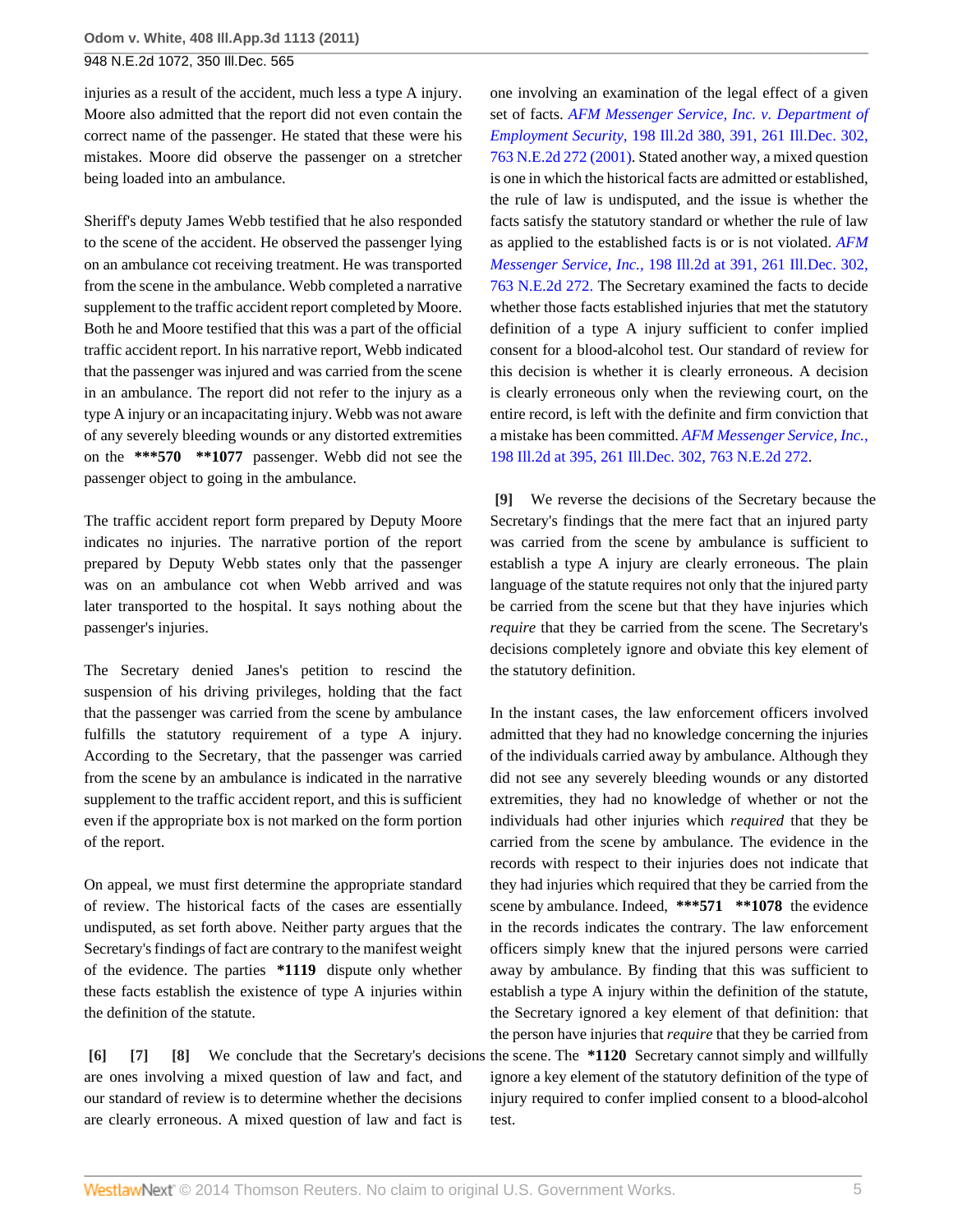injuries as a result of the accident, much less a type A injury. Moore also admitted that the report did not even contain the correct name of the passenger. He stated that these were his mistakes. Moore did observe the passenger on a stretcher being loaded into an ambulance.

Sheriff's deputy James Webb testified that he also responded to the scene of the accident. He observed the passenger lying on an ambulance cot receiving treatment. He was transported from the scene in the ambulance. Webb completed a narrative supplement to the traffic accident report completed by Moore. Both he and Moore testified that this was a part of the official traffic accident report. In his narrative report, Webb indicated that the passenger was injured and was carried from the scene in an ambulance. The report did not refer to the injury as a type A injury or an incapacitating injury. Webb was not aware of any severely bleeding wounds or any distorted extremities on the **\*\*\*570 \*\*1077** passenger. Webb did not see the passenger object to going in the ambulance.

The traffic accident report form prepared by Deputy Moore indicates no injuries. The narrative portion of the report prepared by Deputy Webb states only that the passenger was on an ambulance cot when Webb arrived and was later transported to the hospital. It says nothing about the passenger's injuries.

The Secretary denied Janes's petition to rescind the suspension of his driving privileges, holding that the fact that the passenger was carried from the scene by ambulance fulfills the statutory requirement of a type A injury. According to the Secretary, that the passenger was carried from the scene by an ambulance is indicated in the narrative supplement to the traffic accident report, and this is sufficient even if the appropriate box is not marked on the form portion of the report.

On appeal, we must first determine the appropriate standard of review. The historical facts of the cases are essentially undisputed, as set forth above. Neither party argues that the Secretary's findings of fact are contrary to the manifest weight of the evidence. The parties **\*1119** dispute only whether these facts establish the existence of type A injuries within the definition of the statute.

**[6] [7] [8]** We conclude that the Secretary's decisions are ones involving a mixed question of law and fact, and our standard of review is to determine whether the decisions are clearly erroneous. A mixed question of law and fact is one involving an examination of the legal effect of a given set of facts. *AFM Messenger Service, Inc. v. Department of Employment Security,* 198 Ill.2d 380, 391, 261 Ill.Dec. 302, 763 N.E.2d 272 (2001). Stated another way, a mixed question is one in which the historical facts are admitted or established, the rule of law is undisputed, and the issue is whether the facts satisfy the statutory standard or whether the rule of law as applied to the established facts is or is not violated. *AFM Messenger Service, Inc.,* 198 Ill.2d at 391, 261 Ill.Dec. 302, 763 N.E.2d 272. The Secretary examined the facts to decide whether those facts established injuries that met the statutory definition of a type A injury sufficient to confer implied consent for a blood-alcohol test. Our standard of review for this decision is whether it is clearly erroneous. A decision is clearly erroneous only when the reviewing court, on the entire record, is left with the definite and firm conviction that a mistake has been committed. *AFM Messenger Service, Inc.,* 198 Ill.2d at 395, 261 Ill.Dec. 302, 763 N.E.2d 272.

**[9]** We reverse the decisions of the Secretary because the Secretary's findings that the mere fact that an injured party was carried from the scene by ambulance is sufficient to establish a type A injury are clearly erroneous. The plain language of the statute requires not only that the injured party be carried from the scene but that they have injuries which *require* that they be carried from the scene. The Secretary's decisions completely ignore and obviate this key element of the statutory definition.

In the instant cases, the law enforcement officers involved admitted that they had no knowledge concerning the injuries of the individuals carried away by ambulance. Although they did not see any severely bleeding wounds or any distorted extremities, they had no knowledge of whether or not the individuals had other injuries which *required* that they be carried from the scene by ambulance. The evidence in the records with respect to their injuries does not indicate that they had injuries which required that they be carried from the scene by ambulance. Indeed, **\*\*\*571 \*\*1078** the evidence in the records indicates the contrary. The law enforcement officers simply knew that the injured persons were carried away by ambulance. By finding that this was sufficient to establish a type A injury within the definition of the statute, the Secretary ignored a key element of that definition: that the person have injuries that *require* that they be carried from the scene. The **\*1120** Secretary cannot simply and willfully ignore a key element of the statutory definition of the type of injury required to confer implied consent to a blood-alcohol test.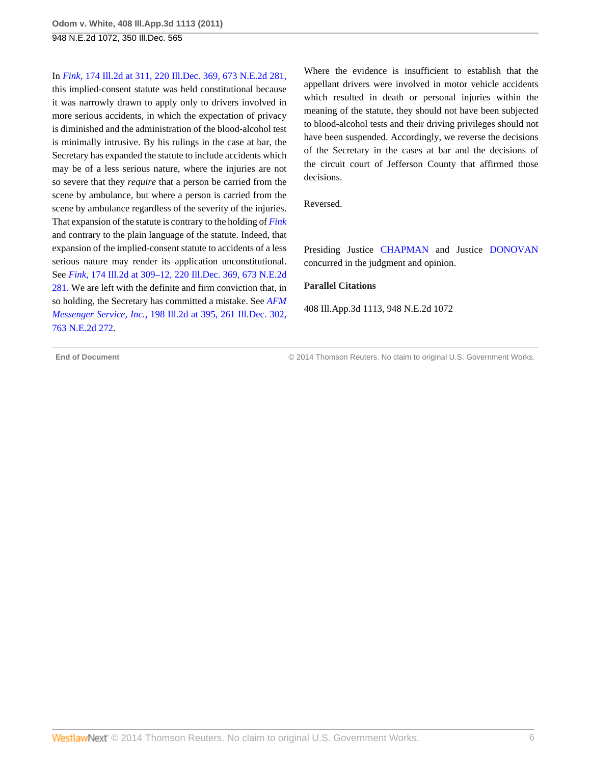In *Fink,* 174 Ill.2d at 311, 220 Ill.Dec. 369, 673 N.E.2d 281, this implied-consent statute was held constitutional because it was narrowly drawn to apply only to drivers involved in more serious accidents, in which the expectation of privacy is diminished and the administration of the blood-alcohol test is minimally intrusive. By his rulings in the case at bar, the Secretary has expanded the statute to include accidents which may be of a less serious nature, where the injuries are not so severe that they *require* that a person be carried from the scene by ambulance, but where a person is carried from the scene by ambulance regardless of the severity of the injuries. That expansion of the statute is contrary to the holding of *Fink* and contrary to the plain language of the statute. Indeed, that expansion of the implied-consent statute to accidents of a less serious nature may render its application unconstitutional. See *Fink,* 174 Ill.2d at 309–12, 220 Ill.Dec. 369, 673 N.E.2d 281. We are left with the definite and firm conviction that, in so holding, the Secretary has committed a mistake. See *AFM Messenger Service, Inc.,* 198 Ill.2d at 395, 261 Ill.Dec. 302, 763 N.E.2d 272.

Where the evidence is insufficient to establish that the appellant drivers were involved in motor vehicle accidents which resulted in death or personal injuries within the meaning of the statute, they should not have been subjected to blood-alcohol tests and their driving privileges should not have been suspended. Accordingly, we reverse the decisions of the Secretary in the cases at bar and the decisions of the circuit court of Jefferson County that affirmed those decisions.

Reversed.

Presiding Justice CHAPMAN and Justice DONOVAN concurred in the judgment and opinion.

**Parallel Citations**

408 Ill.App.3d 1113, 948 N.E.2d 1072

End of Document © 2014 Thomson Reuters. No claim to original U.S. Government Works.